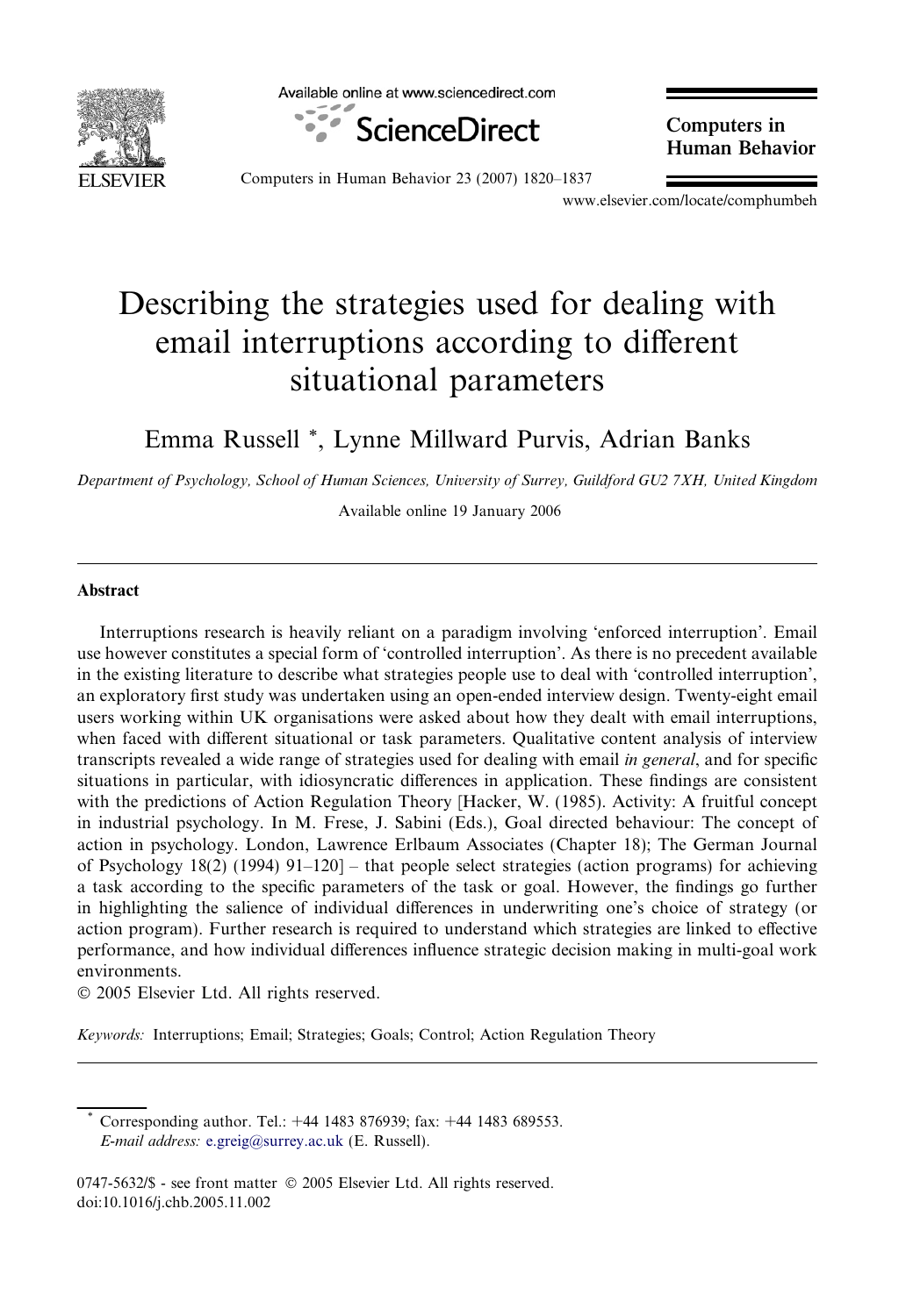# Describing the strategies used for dealing with email interruptions according to different situational parameters

Emma Russell *, Lynne Millward Purvis, Adrian Banks

*Department of Psychology, School of Human Sciences, University of Surrey, Guildford GU2 7XH, United Kingdom*

Available online 19 January 2006

---

## Abstract

Interruptions research is heavily reliant on a paradigm involving 'enforced interruption'. Email use however constitutes a special form of 'controlled interruption'. As there is no precedent available in the existing literature to describe what strategies people use to deal with 'controlled interruption', an exploratory first study was undertaken using an open-ended interview design. Twenty-eight email users working within UK organisations were asked about how they dealt with email interruptions, when faced with different situational or task parameters. Qualitative content analysis of interview transcripts revealed a wide range of strategies used for dealing with email *in general*, and for specific situations in particular, with idiosyncratic differences in application. These findings are consistent with the predictions of Action Regulation Theory [Hacker, W. (1985). Activity: A fruitful concept in industrial psychology. In M. Frese, J. Sabini (Eds.), Goal directed behaviour: The concept of action in psychology. London, Lawrence Erlbaum Associates (Chapter 18); The German Journal of Psychology 18(2) (1994) 91–120] – that people select strategies (action programs) for achieving a task according to the specific parameters of the task or goal. However, the findings go further in highlighting the salience of individual differences in underwriting one's choice of strategy (or action program). Further research is required to understand which strategies are linked to effective performance, and how individual differences influence strategic decision making in multi-goal work environments.

© 2005 Elsevier Ltd. All rights reserved.

*Keywords:* Interruptions; Email; Strategies; Goals; Control; Action Regulation Theory

---

\* Corresponding author. Tel.: +44 1483 876939; fax: +44 1483 689553.
*E-mail address:* e.greig@surrey.ac.uk (E. Russell).

0747-5632/$ - see front matter © 2005 Elsevier Ltd. All rights reserved.
doi:10.1016/j.chb.2005.11.002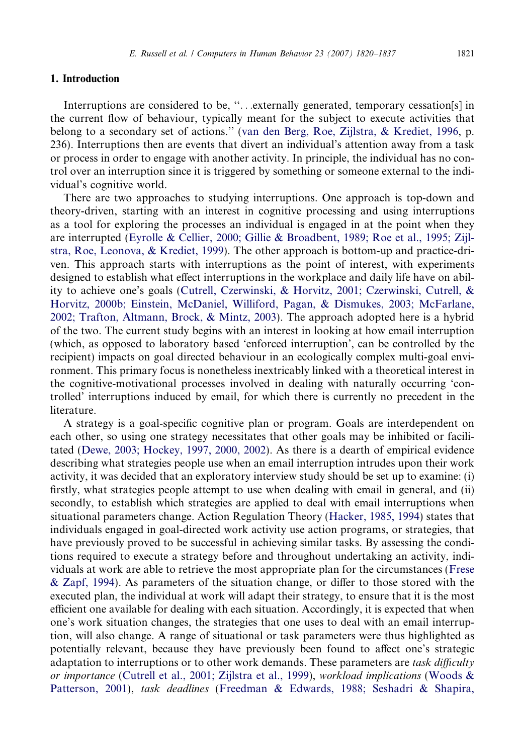## 1. Introduction

Interruptions are considered to be, "...externally generated, temporary cessation[s] in the current flow of behaviour, typically meant for the subject to execute activities that belong to a secondary set of actions." (van den Berg, Roe, Zijlstra, & Krediet, 1996, p. 236). Interruptions then are events that divert an individual's attention away from a task or process in order to engage with another activity. In principle, the individual has no control over an interruption since it is triggered by something or someone external to the individual's cognitive world.

There are two approaches to studying interruptions. One approach is top-down and theory-driven, starting with an interest in cognitive processing and using interruptions as a tool for exploring the processes an individual is engaged in at the point when they are interrupted (Eyrolle & Cellier, 2000; Gillie & Broadbent, 1989; Roe et al., 1995; Zijlstra, Roe, Leonova, & Krediet, 1999). The other approach is bottom-up and practice-driven. This approach starts with interruptions as the point of interest, with experiments designed to establish what effect interruptions in the workplace and daily life have on ability to achieve one's goals (Cutrell, Czerwinski, & Horvitz, 2001; Czerwinski, Cutrell, & Horvitz, 2000b; Einstein, McDaniel, Williford, Pagan, & Dismukes, 2003; McFarlane, 2002; Trafton, Altmann, Brock, & Mintz, 2003). The approach adopted here is a hybrid of the two. The current study begins with an interest in looking at how email interruption (which, as opposed to laboratory based 'enforced interruption', can be controlled by the recipient) impacts on goal directed behaviour in an ecologically complex multi-goal environment. This primary focus is nonetheless inextricably linked with a theoretical interest in the cognitive-motivational processes involved in dealing with naturally occurring 'controlled' interruptions induced by email, for which there is currently no precedent in the literature.

A strategy is a goal-specific cognitive plan or program. Goals are interdependent on each other, so using one strategy necessitates that other goals may be inhibited or facilitated (Dewe, 2003; Hockey, 1997, 2000, 2002). As there is a dearth of empirical evidence describing what strategies people use when an email interruption intrudes upon their work activity, it was decided that an exploratory interview study should be set up to examine: (i) firstly, what strategies people attempt to use when dealing with email in general, and (ii) secondly, to establish which strategies are applied to deal with email interruptions when situational parameters change. Action Regulation Theory (Hacker, 1985, 1994) states that individuals engaged in goal-directed work activity use action programs, or strategies, that have previously proved to be successful in achieving similar tasks. By assessing the conditions required to execute a strategy before and throughout undertaking an activity, individuals at work are able to retrieve the most appropriate plan for the circumstances (Frese & Zapf, 1994). As parameters of the situation change, or differ to those stored with the executed plan, the individual at work will adapt their strategy, to ensure that it is the most efficient one available for dealing with each situation. Accordingly, it is expected that when one's work situation changes, the strategies that one uses to deal with an email interruption, will also change. A range of situational or task parameters were thus highlighted as potentially relevant, because they have previously been found to affect one's strategic adaptation to interruptions or to other work demands. These parameters are *task difficulty or importance* (Cutrell et al., 2001; Zijlstra et al., 1999), *workload implications* (Woods & Patterson, 2001), *task deadlines* (Freedman & Edwards, 1988; Seshadri & Shapira,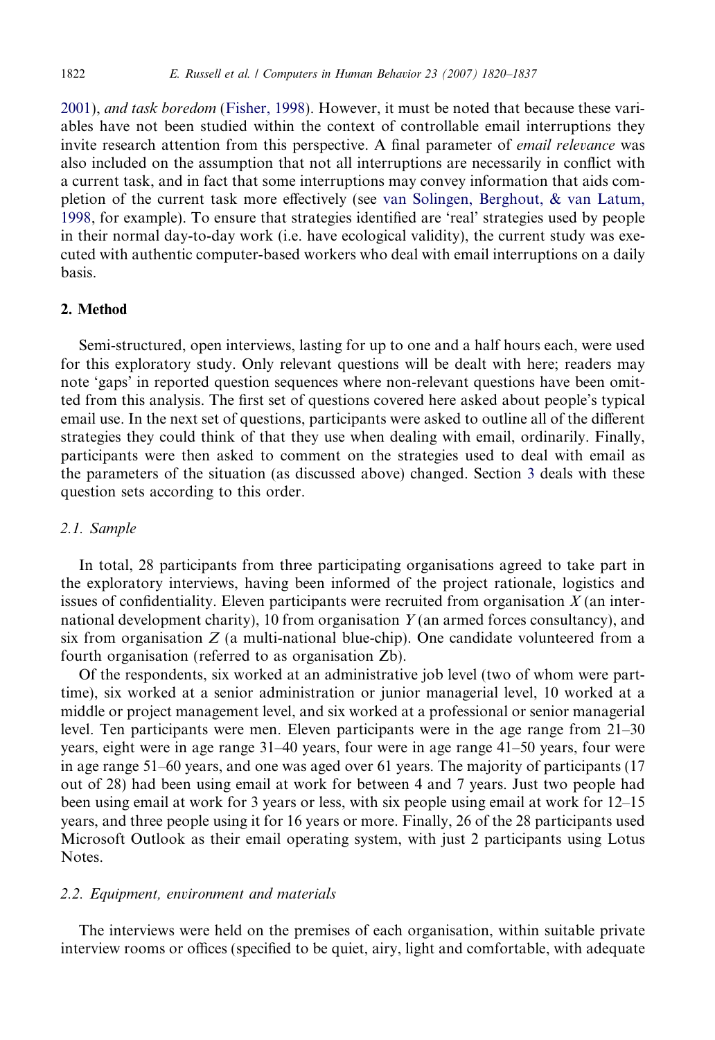2001), *and task boredom* (Fisher, 1998). However, it must be noted that because these variables have not been studied within the context of controllable email interruptions they invite research attention from this perspective. A final parameter of *email relevance* was also included on the assumption that not all interruptions are necessarily in conflict with a current task, and in fact that some interruptions may convey information that aids completion of the current task more effectively (see van Solingen, Berghout, & van Latum, 1998, for example). To ensure that strategies identified are 'real' strategies used by people in their normal day-to-day work (i.e. have ecological validity), the current study was executed with authentic computer-based workers who deal with email interruptions on a daily basis.

## 2. Method

Semi-structured, open interviews, lasting for up to one and a half hours each, were used for this exploratory study. Only relevant questions will be dealt with here; readers may note 'gaps' in reported question sequences where non-relevant questions have been omitted from this analysis. The first set of questions covered here asked about people's typical email use. In the next set of questions, participants were asked to outline all of the different strategies they could think of that they use when dealing with email, ordinarily. Finally, participants were then asked to comment on the strategies used to deal with email as the parameters of the situation (as discussed above) changed. Section 3 deals with these question sets according to this order.

### 2.1. Sample

In total, 28 participants from three participating organisations agreed to take part in the exploratory interviews, having been informed of the project rationale, logistics and issues of confidentiality. Eleven participants were recruited from organisation *X* (an international development charity), 10 from organisation *Y* (an armed forces consultancy), and six from organisation *Z* (a multi-national blue-chip). One candidate volunteered from a fourth organisation (referred to as organisation Zb).

Of the respondents, six worked at an administrative job level (two of whom were part-time), six worked at a senior administration or junior managerial level, 10 worked at a middle or project management level, and six worked at a professional or senior managerial level. Ten participants were men. Eleven participants were in the age range from 21–30 years, eight were in age range 31–40 years, four were in age range 41–50 years, four were in age range 51–60 years, and one was aged over 61 years. The majority of participants (17 out of 28) had been using email at work for between 4 and 7 years. Just two people had been using email at work for 3 years or less, with six people using email at work for 12–15 years, and three people using it for 16 years or more. Finally, 26 of the 28 participants used Microsoft Outlook as their email operating system, with just 2 participants using Lotus Notes.

### 2.2. Equipment, environment and materials

The interviews were held on the premises of each organisation, within suitable private interview rooms or offices (specified to be quiet, airy, light and comfortable, with adequate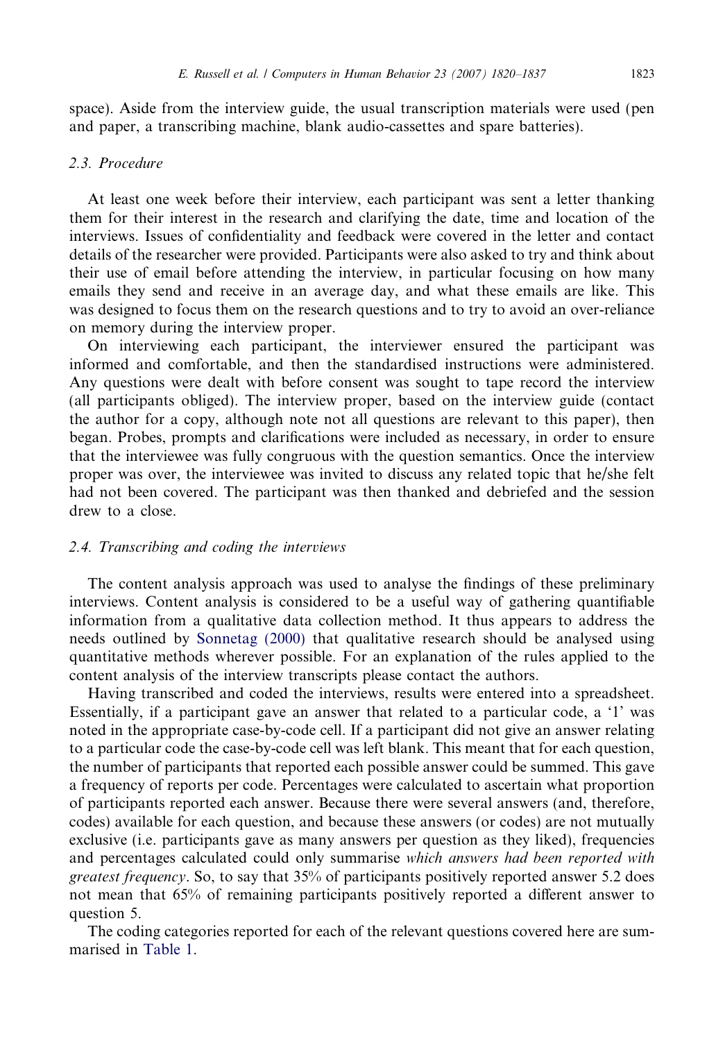space). Aside from the interview guide, the usual transcription materials were used (pen and paper, a transcribing machine, blank audio-cassettes and spare batteries).

### 2.3. Procedure

At least one week before their interview, each participant was sent a letter thanking them for their interest in the research and clarifying the date, time and location of the interviews. Issues of confidentiality and feedback were covered in the letter and contact details of the researcher were provided. Participants were also asked to try and think about their use of email before attending the interview, in particular focusing on how many emails they send and receive in an average day, and what these emails are like. This was designed to focus them on the research questions and to try to avoid an over-reliance on memory during the interview proper.

On interviewing each participant, the interviewer ensured the participant was informed and comfortable, and then the standardised instructions were administered. Any questions were dealt with before consent was sought to tape record the interview (all participants obliged). The interview proper, based on the interview guide (contact the author for a copy, although note not all questions are relevant to this paper), then began. Probes, prompts and clarifications were included as necessary, in order to ensure that the interviewee was fully congruous with the question semantics. Once the interview proper was over, the interviewee was invited to discuss any related topic that he/she felt had not been covered. The participant was then thanked and debriefed and the session drew to a close.

### 2.4. Transcribing and coding the interviews

The content analysis approach was used to analyse the findings of these preliminary interviews. Content analysis is considered to be a useful way of gathering quantifiable information from a qualitative data collection method. It thus appears to address the needs outlined by Sonnetag (2000) that qualitative research should be analysed using quantitative methods wherever possible. For an explanation of the rules applied to the content analysis of the interview transcripts please contact the authors.

Having transcribed and coded the interviews, results were entered into a spreadsheet. Essentially, if a participant gave an answer that related to a particular code, a '1' was noted in the appropriate case-by-code cell. If a participant did not give an answer relating to a particular code the case-by-code cell was left blank. This meant that for each question, the number of participants that reported each possible answer could be summed. This gave a frequency of reports per code. Percentages were calculated to ascertain what proportion of participants reported each answer. Because there were several answers (and, therefore, codes) available for each question, and because these answers (or codes) are not mutually exclusive (i.e. participants gave as many answers per question as they liked), frequencies and percentages calculated could only summarise *which answers had been reported with greatest frequency*. So, to say that 35% of participants positively reported answer 5.2 does not mean that 65% of remaining participants positively reported a different answer to question 5.

The coding categories reported for each of the relevant questions covered here are summarised in Table 1.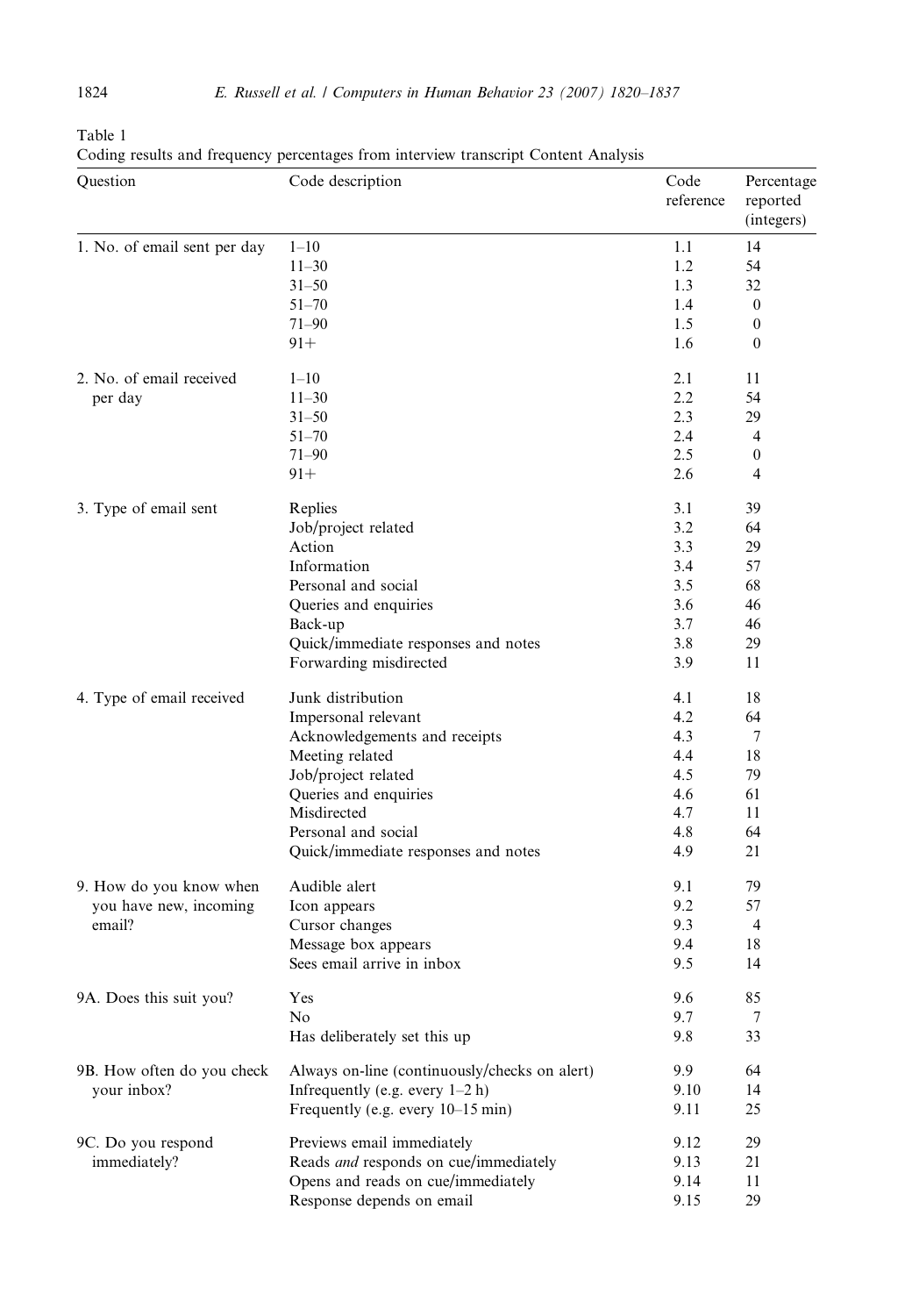Table 1

Coding results and frequency percentages from interview transcript Content Analysis

| Question | Code description | Code reference | Percentage reported (integers) |
|---|---|---|---|
| 1. No. of email sent per day | 1–10 | 1.1 | 14 |
| | 11–30 | 1.2 | 54 |
| | 31–50 | 1.3 | 32 |
| | 51–70 | 1.4 | 0 |
| | 71–90 | 1.5 | 0 |
| | 91+ | 1.6 | 0 |
| 2. No. of email received per day | 1–10 | 2.1 | 11 |
| | 11–30 | 2.2 | 54 |
| | 31–50 | 2.3 | 29 |
| | 51–70 | 2.4 | 4 |
| | 71–90 | 2.5 | 0 |
| | 91+ | 2.6 | 4 |
| 3. Type of email sent | Replies | 3.1 | 39 |
| | Job/project related | 3.2 | 64 |
| | Action | 3.3 | 29 |
| | Information | 3.4 | 57 |
| | Personal and social | 3.5 | 68 |
| | Queries and enquiries | 3.6 | 46 |
| | Back-up | 3.7 | 46 |
| | Quick/immediate responses and notes | 3.8 | 29 |
| | Forwarding misdirected | 3.9 | 11 |
| 4. Type of email received | Junk distribution | 4.1 | 18 |
| | Impersonal relevant | 4.2 | 64 |
| | Acknowledgements and receipts | 4.3 | 7 |
| | Meeting related | 4.4 | 18 |
| | Job/project related | 4.5 | 79 |
| | Queries and enquiries | 4.6 | 61 |
| | Misdirected | 4.7 | 11 |
| | Personal and social | 4.8 | 64 |
| | Quick/immediate responses and notes | 4.9 | 21 |
| 9. How do you know when you have new, incoming email? | Audible alert | 9.1 | 79 |
| | Icon appears | 9.2 | 57 |
| | Cursor changes | 9.3 | 4 |
| | Message box appears | 9.4 | 18 |
| | Sees email arrive in inbox | 9.5 | 14 |
| 9A. Does this suit you? | Yes | 9.6 | 85 |
| | No | 9.7 | 7 |
| | Has deliberately set this up | 9.8 | 33 |
| 9B. How often do you check your inbox? | Always on-line (continuously/checks on alert) | 9.9 | 64 |
| | Infrequently (e.g. every 1–2 h) | 9.10 | 14 |
| | Frequently (e.g. every 10–15 min) | 9.11 | 25 |
| 9C. Do you respond immediately? | Previews email immediately | 9.12 | 29 |
| | Reads *and* responds on cue/immediately | 9.13 | 21 |
| | Opens and reads on cue/immediately | 9.14 | 11 |
| | Response depends on email | 9.15 | 29 |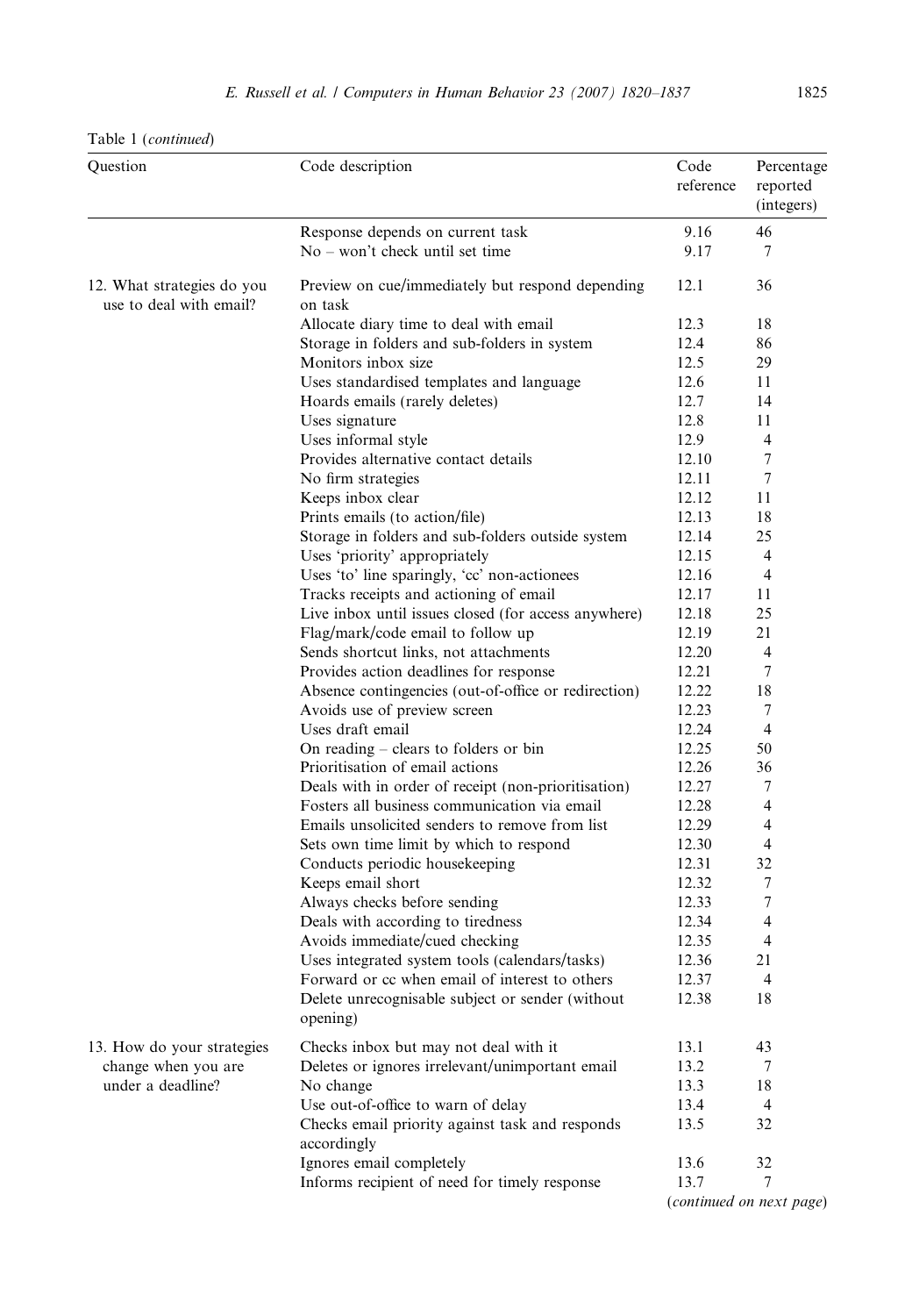Table 1 (*continued*)

| Question | Code description | Code reference | Percentage reported (integers) |
|---|---|---|---|
| | Response depends on current task | 9.16 | 46 |
| | No – won't check until set time | 9.17 | 7 |
| 12. What strategies do you use to deal with email? | Preview on cue/immediately but respond depending on task | 12.1 | 36 |
| | Allocate diary time to deal with email | 12.3 | 18 |
| | Storage in folders and sub-folders in system | 12.4 | 86 |
| | Monitors inbox size | 12.5 | 29 |
| | Uses standardised templates and language | 12.6 | 11 |
| | Hoards emails (rarely deletes) | 12.7 | 14 |
| | Uses signature | 12.8 | 11 |
| | Uses informal style | 12.9 | 4 |
| | Provides alternative contact details | 12.10 | 7 |
| | No firm strategies | 12.11 | 7 |
| | Keeps inbox clear | 12.12 | 11 |
| | Prints emails (to action/file) | 12.13 | 18 |
| | Storage in folders and sub-folders outside system | 12.14 | 25 |
| | Uses 'priority' appropriately | 12.15 | 4 |
| | Uses 'to' line sparingly, 'cc' non-actionees | 12.16 | 4 |
| | Tracks receipts and actioning of email | 12.17 | 11 |
| | Live inbox until issues closed (for access anywhere) | 12.18 | 25 |
| | Flag/mark/code email to follow up | 12.19 | 21 |
| | Sends shortcut links, not attachments | 12.20 | 4 |
| | Provides action deadlines for response | 12.21 | 7 |
| | Absence contingencies (out-of-office or redirection) | 12.22 | 18 |
| | Avoids use of preview screen | 12.23 | 7 |
| | Uses draft email | 12.24 | 4 |
| | On reading – clears to folders or bin | 12.25 | 50 |
| | Prioritisation of email actions | 12.26 | 36 |
| | Deals with in order of receipt (non-prioritisation) | 12.27 | 7 |
| | Fosters all business communication via email | 12.28 | 4 |
| | Emails unsolicited senders to remove from list | 12.29 | 4 |
| | Sets own time limit by which to respond | 12.30 | 4 |
| | Conducts periodic housekeeping | 12.31 | 32 |
| | Keeps email short | 12.32 | 7 |
| | Always checks before sending | 12.33 | 7 |
| | Deals with according to tiredness | 12.34 | 4 |
| | Avoids immediate/cued checking | 12.35 | 4 |
| | Uses integrated system tools (calendars/tasks) | 12.36 | 21 |
| | Forward or cc when email of interest to others | 12.37 | 4 |
| | Delete unrecognisable subject or sender (without opening) | 12.38 | 18 |
| 13. How do your strategies change when you are under a deadline? | Checks inbox but may not deal with it | 13.1 | 43 |
| | Deletes or ignores irrelevant/unimportant email | 13.2 | 7 |
| | No change | 13.3 | 18 |
| | Use out-of-office to warn of delay | 13.4 | 4 |
| | Checks email priority against task and responds accordingly | 13.5 | 32 |
| | Ignores email completely | 13.6 | 32 |
| | Informs recipient of need for timely response | 13.7 | 7 |

(*continued on next page*)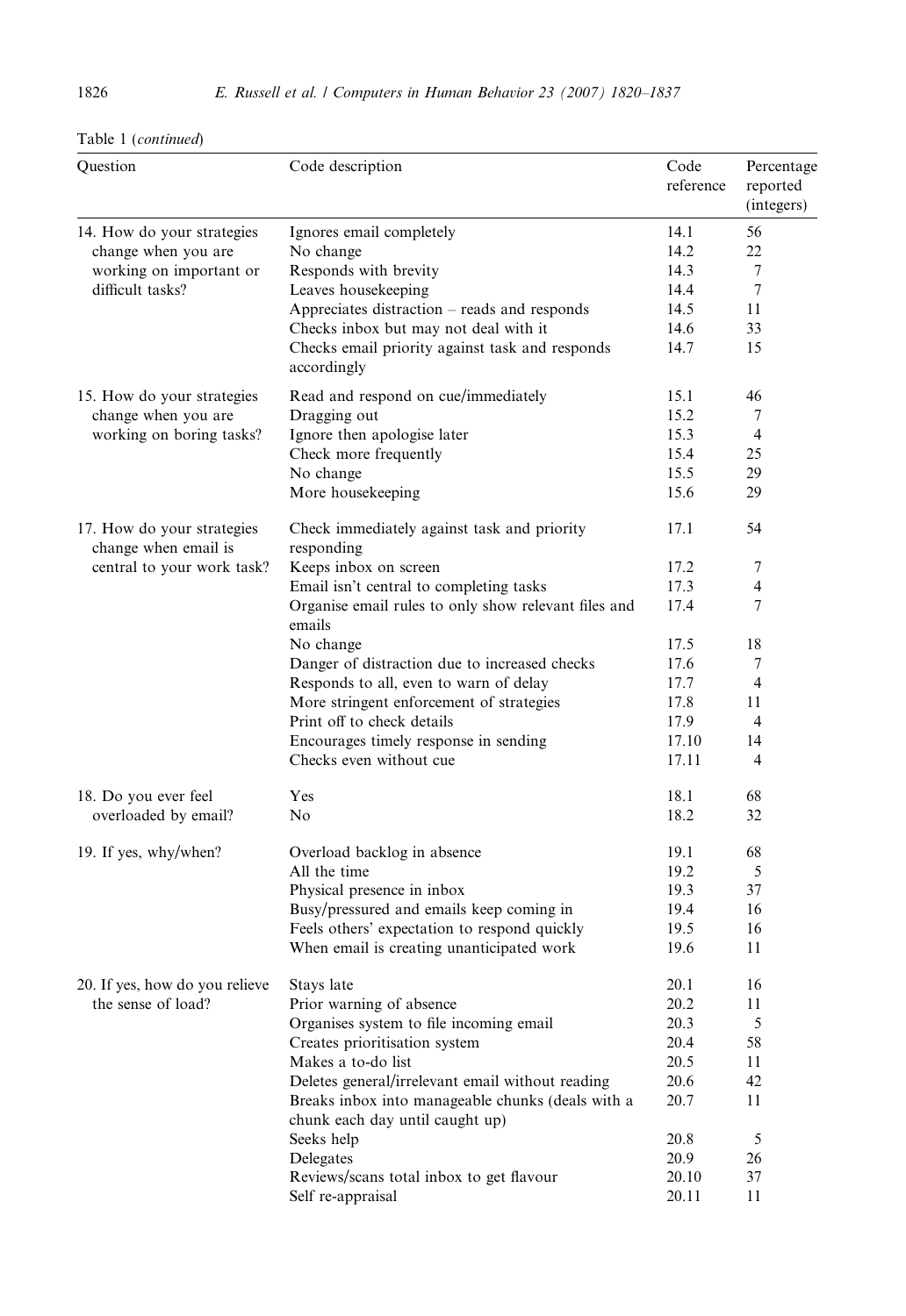Table 1 (*continued*)

| Question | Code description | Code reference | Percentage reported (integers) |
|---|---|---|---|
| 14. How do your strategies change when you are working on important or difficult tasks? | Ignores email completely | 14.1 | 56 |
| | No change | 14.2 | 22 |
| | Responds with brevity | 14.3 | 7 |
| | Leaves housekeeping | 14.4 | 7 |
| | Appreciates distraction – reads and responds | 14.5 | 11 |
| | Checks inbox but may not deal with it | 14.6 | 33 |
| | Checks email priority against task and responds accordingly | 14.7 | 15 |
| 15. How do your strategies change when you are working on boring tasks? | Read and respond on cue/immediately | 15.1 | 46 |
| | Dragging out | 15.2 | 7 |
| | Ignore then apologise later | 15.3 | 4 |
| | Check more frequently | 15.4 | 25 |
| | No change | 15.5 | 29 |
| | More housekeeping | 15.6 | 29 |
| 17. How do your strategies change when email is central to your work task? | Check immediately against task and priority responding | 17.1 | 54 |
| | Keeps inbox on screen | 17.2 | 7 |
| | Email isn't central to completing tasks | 17.3 | 4 |
| | Organise email rules to only show relevant files and emails | 17.4 | 7 |
| | No change | 17.5 | 18 |
| | Danger of distraction due to increased checks | 17.6 | 7 |
| | Responds to all, even to warn of delay | 17.7 | 4 |
| | More stringent enforcement of strategies | 17.8 | 11 |
| | Print off to check details | 17.9 | 4 |
| | Encourages timely response in sending | 17.10 | 14 |
| | Checks even without cue | 17.11 | 4 |
| 18. Do you ever feel overloaded by email? | Yes | 18.1 | 68 |
| | No | 18.2 | 32 |
| 19. If yes, why/when? | Overload backlog in absence | 19.1 | 68 |
| | All the time | 19.2 | 5 |
| | Physical presence in inbox | 19.3 | 37 |
| | Busy/pressured and emails keep coming in | 19.4 | 16 |
| | Feels others' expectation to respond quickly | 19.5 | 16 |
| | When email is creating unanticipated work | 19.6 | 11 |
| 20. If yes, how do you relieve the sense of load? | Stays late | 20.1 | 16 |
| | Prior warning of absence | 20.2 | 11 |
| | Organises system to file incoming email | 20.3 | 5 |
| | Creates prioritisation system | 20.4 | 58 |
| | Makes a to-do list | 20.5 | 11 |
| | Deletes general/irrelevant email without reading | 20.6 | 42 |
| | Breaks inbox into manageable chunks (deals with a chunk each day until caught up) | 20.7 | 11 |
| | Seeks help | 20.8 | 5 |
| | Delegates | 20.9 | 26 |
| | Reviews/scans total inbox to get flavour | 20.10 | 37 |
| | Self re-appraisal | 20.11 | 11 |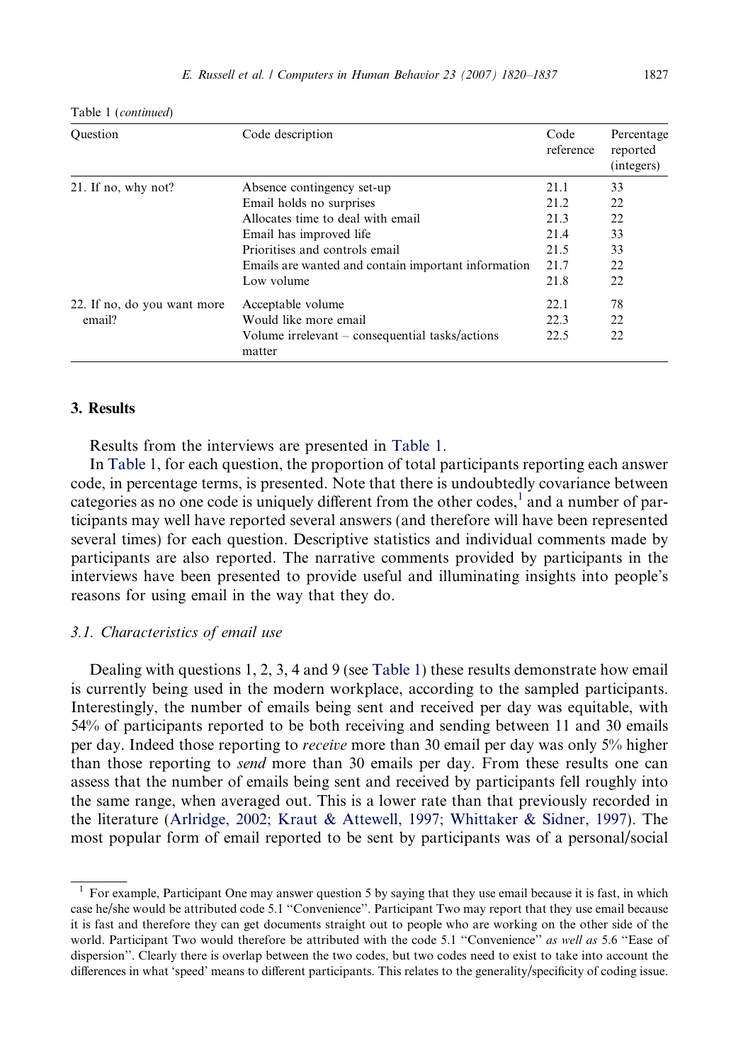Table 1 (*continued*)

| Question | Code description | Code reference | Percentage reported (integers) |
|---|---|---|---|
| 21. If no, why not? | Absence contingency set-up | 21.1 | 33 |
| | Email holds no surprises | 21.2 | 22 |
| | Allocates time to deal with email | 21.3 | 22 |
| | Email has improved life | 21.4 | 33 |
| | Prioritises and controls email | 21.5 | 33 |
| | Emails are wanted and contain important information | 21.7 | 22 |
| | Low volume | 21.8 | 22 |
| 22. If no, do you want more email? | Acceptable volume | 22.1 | 78 |
| | Would like more email | 22.3 | 22 |
| | Volume irrelevant – consequential tasks/actions matter | 22.5 | 22 |

## 3. Results

Results from the interviews are presented in Table 1.

In Table 1, for each question, the proportion of total participants reporting each answer code, in percentage terms, is presented. Note that there is undoubtedly covariance between categories as no one code is uniquely different from the other codes,[1] and a number of participants may well have reported several answers (and therefore will have been represented several times) for each question. Descriptive statistics and individual comments made by participants are also reported. The narrative comments provided by participants in the interviews have been presented to provide useful and illuminating insights into people's reasons for using email in the way that they do.

### *3.1. Characteristics of email use*

Dealing with questions 1, 2, 3, 4 and 9 (see Table 1) these results demonstrate how email is currently being used in the modern workplace, according to the sampled participants. Interestingly, the number of emails being sent and received per day was equitable, with 54% of participants reported to be both receiving and sending between 11 and 30 emails per day. Indeed those reporting to *receive* more than 30 email per day was only 5% higher than those reporting to *send* more than 30 emails per day. From these results one can assess that the number of emails being sent and received by participants fell roughly into the same range, when averaged out. This is a lower rate than that previously recorded in the literature (Arlridge, 2002; Kraut & Attewell, 1997; Whittaker & Sidner, 1997). The most popular form of email reported to be sent by participants was of a personal/social

[1] For example, Participant One may answer question 5 by saying that they use email because it is fast, in which case he/she would be attributed code 5.1 "Convenience". Participant Two may report that they use email because it is fast and therefore they can get documents straight out to people who are working on the other side of the world. Participant Two would therefore be attributed with the code 5.1 "Convenience" *as well as* 5.6 "Ease of dispersion". Clearly there is overlap between the two codes, but two codes need to exist to take into account the differences in what 'speed' means to different participants. This relates to the generality/specificity of coding issue.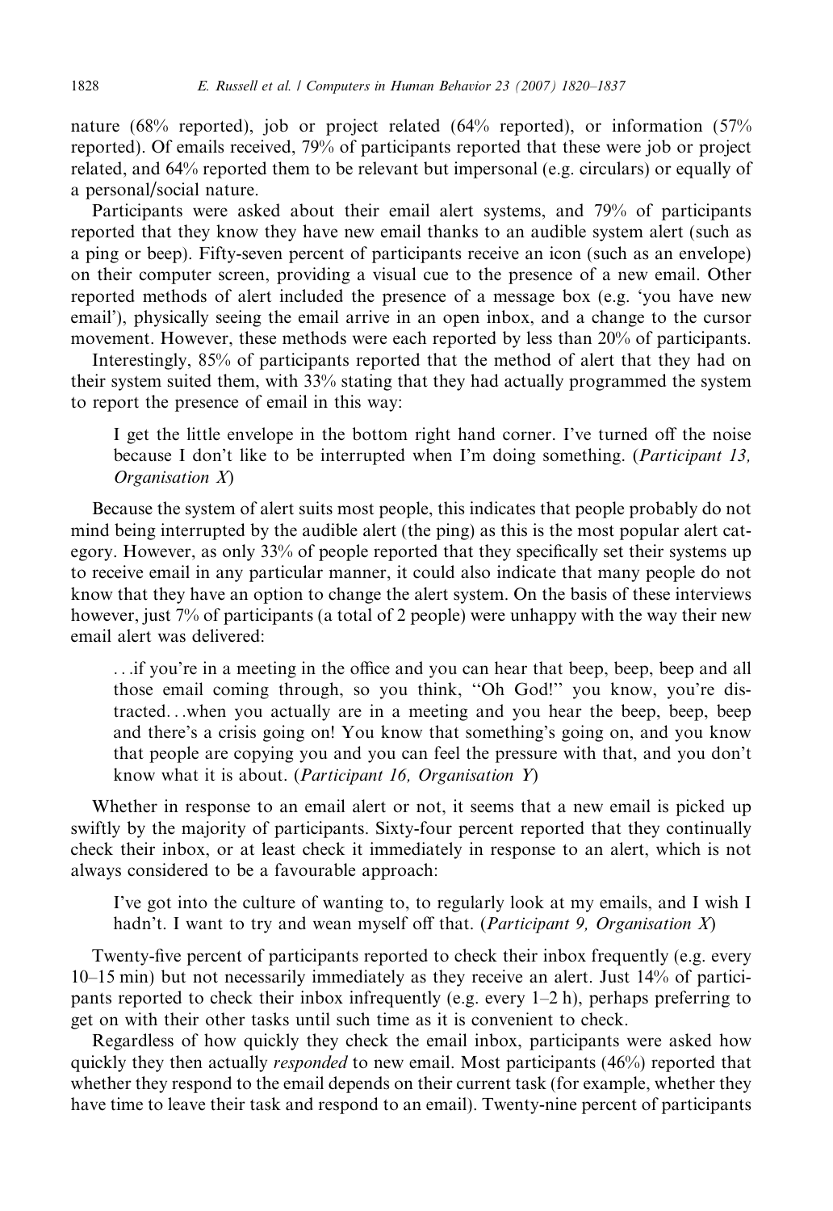nature (68% reported), job or project related (64% reported), or information (57% reported). Of emails received, 79% of participants reported that these were job or project related, and 64% reported them to be relevant but impersonal (e.g. circulars) or equally of a personal/social nature.

Participants were asked about their email alert systems, and 79% of participants reported that they know they have new email thanks to an audible system alert (such as a ping or beep). Fifty-seven percent of participants receive an icon (such as an envelope) on their computer screen, providing a visual cue to the presence of a new email. Other reported methods of alert included the presence of a message box (e.g. 'you have new email'), physically seeing the email arrive in an open inbox, and a change to the cursor movement. However, these methods were each reported by less than 20% of participants.

Interestingly, 85% of participants reported that the method of alert that they had on their system suited them, with 33% stating that they had actually programmed the system to report the presence of email in this way:

> I get the little envelope in the bottom right hand corner. I've turned off the noise because I don't like to be interrupted when I'm doing something. (*Participant 13, Organisation X*)

Because the system of alert suits most people, this indicates that people probably do not mind being interrupted by the audible alert (the ping) as this is the most popular alert category. However, as only 33% of people reported that they specifically set their systems up to receive email in any particular manner, it could also indicate that many people do not know that they have an option to change the alert system. On the basis of these interviews however, just 7% of participants (a total of 2 people) were unhappy with the way their new email alert was delivered:

> ...if you're in a meeting in the office and you can hear that beep, beep, beep and all those email coming through, so you think, "Oh God!" you know, you're distracted...when you actually are in a meeting and you hear the beep, beep, beep and there's a crisis going on! You know that something's going on, and you know that people are copying you and you can feel the pressure with that, and you don't know what it is about. (*Participant 16, Organisation Y*)

Whether in response to an email alert or not, it seems that a new email is picked up swiftly by the majority of participants. Sixty-four percent reported that they continually check their inbox, or at least check it immediately in response to an alert, which is not always considered to be a favourable approach:

> I've got into the culture of wanting to, to regularly look at my emails, and I wish I hadn't. I want to try and wean myself off that. (*Participant 9, Organisation X*)

Twenty-five percent of participants reported to check their inbox frequently (e.g. every 10–15 min) but not necessarily immediately as they receive an alert. Just 14% of participants reported to check their inbox infrequently (e.g. every 1–2 h), perhaps preferring to get on with their other tasks until such time as it is convenient to check.

Regardless of how quickly they check the email inbox, participants were asked how quickly they then actually *responded* to new email. Most participants (46%) reported that whether they respond to the email depends on their current task (for example, whether they have time to leave their task and respond to an email). Twenty-nine percent of participants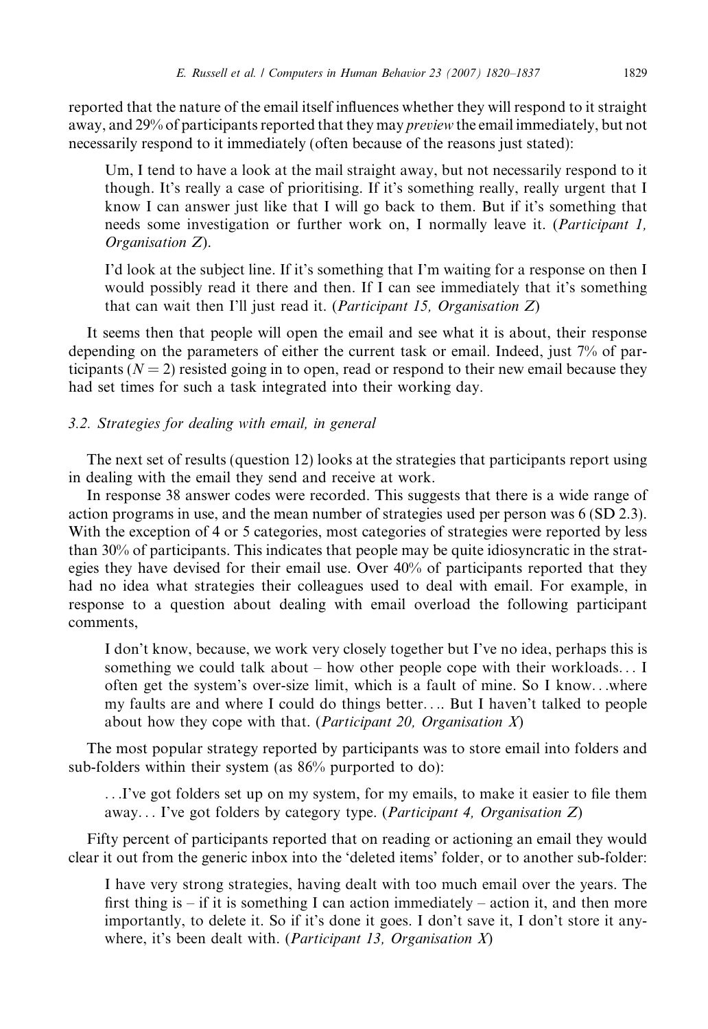reported that the nature of the email itself influences whether they will respond to it straight away, and 29% of participants reported that they may *preview* the email immediately, but not necessarily respond to it immediately (often because of the reasons just stated):

> Um, I tend to have a look at the mail straight away, but not necessarily respond to it though. It's really a case of prioritising. If it's something really, really urgent that I know I can answer just like that I will go back to them. But if it's something that needs some investigation or further work on, I normally leave it. (*Participant 1, Organisation Z*).

> I'd look at the subject line. If it's something that I'm waiting for a response on then I would possibly read it there and then. If I can see immediately that it's something that can wait then I'll just read it. (*Participant 15, Organisation Z*)

It seems then that people will open the email and see what it is about, their response depending on the parameters of either the current task or email. Indeed, just 7% of participants ($N = 2$) resisted going in to open, read or respond to their new email because they had set times for such a task integrated into their working day.

### 3.2. Strategies for dealing with email, in general

The next set of results (question 12) looks at the strategies that participants report using in dealing with the email they send and receive at work.

In response 38 answer codes were recorded. This suggests that there is a wide range of action programs in use, and the mean number of strategies used per person was 6 (SD 2.3). With the exception of 4 or 5 categories, most categories of strategies were reported by less than 30% of participants. This indicates that people may be quite idiosyncratic in the strategies they have devised for their email use. Over 40% of participants reported that they had no idea what strategies their colleagues used to deal with email. For example, in response to a question about dealing with email overload the following participant comments,

> I don't know, because, we work very closely together but I've no idea, perhaps this is something we could talk about – how other people cope with their workloads... I often get the system's over-size limit, which is a fault of mine. So I know...where my faults are and where I could do things better.... But I haven't talked to people about how they cope with that. (*Participant 20, Organisation X*)

The most popular strategy reported by participants was to store email into folders and sub-folders within their system (as 86% purported to do):

> ...I've got folders set up on my system, for my emails, to make it easier to file them away... I've got folders by category type. (*Participant 4, Organisation Z*)

Fifty percent of participants reported that on reading or actioning an email they would clear it out from the generic inbox into the 'deleted items' folder, or to another sub-folder:

> I have very strong strategies, having dealt with too much email over the years. The first thing is – if it is something I can action immediately – action it, and then more importantly, to delete it. So if it's done it goes. I don't save it, I don't store it anywhere, it's been dealt with. (*Participant 13, Organisation X*)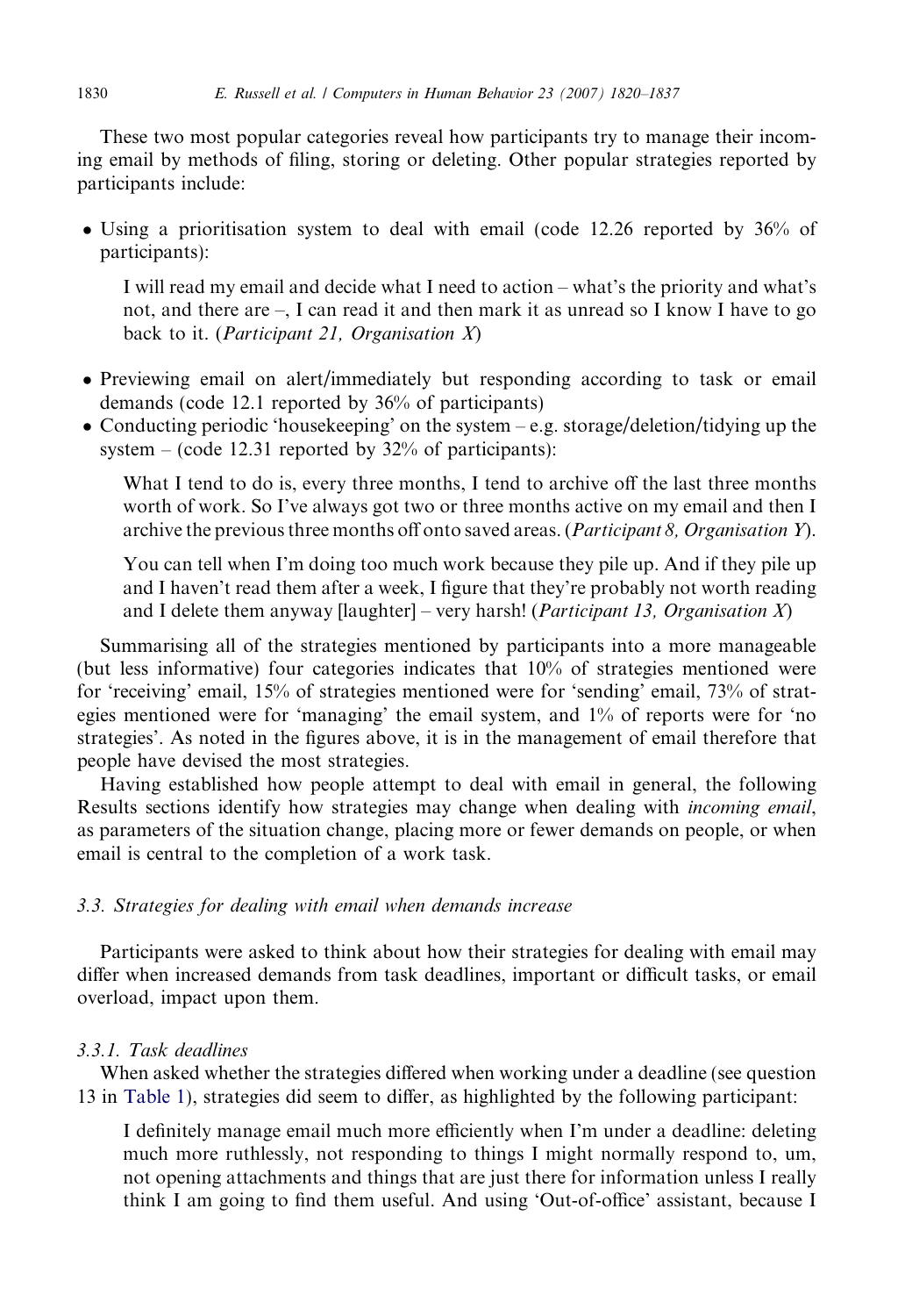These two most popular categories reveal how participants try to manage their incoming email by methods of filing, storing or deleting. Other popular strategies reported by participants include:

- Using a prioritisation system to deal with email (code 12.26 reported by 36% of participants):

  > I will read my email and decide what I need to action – what's the priority and what's not, and there are –, I can read it and then mark it as unread so I know I have to go back to it. (*Participant 21, Organisation X*)

- Previewing email on alert/immediately but responding according to task or email demands (code 12.1 reported by 36% of participants)
- Conducting periodic 'housekeeping' on the system – e.g. storage/deletion/tidying up the system – (code 12.31 reported by 32% of participants):

  > What I tend to do is, every three months, I tend to archive off the last three months worth of work. So I've always got two or three months active on my email and then I archive the previous three months off onto saved areas. (*Participant 8, Organisation Y*).

  > You can tell when I'm doing too much work because they pile up. And if they pile up and I haven't read them after a week, I figure that they're probably not worth reading and I delete them anyway [laughter] – very harsh! (*Participant 13, Organisation X*)

Summarising all of the strategies mentioned by participants into a more manageable (but less informative) four categories indicates that 10% of strategies mentioned were for 'receiving' email, 15% of strategies mentioned were for 'sending' email, 73% of strategies mentioned were for 'managing' the email system, and 1% of reports were for 'no strategies'. As noted in the figures above, it is in the management of email therefore that people have devised the most strategies.

Having established how people attempt to deal with email in general, the following Results sections identify how strategies may change when dealing with *incoming email*, as parameters of the situation change, placing more or fewer demands on people, or when email is central to the completion of a work task.

### *3.3. Strategies for dealing with email when demands increase*

Participants were asked to think about how their strategies for dealing with email may differ when increased demands from task deadlines, important or difficult tasks, or email overload, impact upon them.

#### *3.3.1. Task deadlines*

When asked whether the strategies differed when working under a deadline (see question 13 in Table 1), strategies did seem to differ, as highlighted by the following participant:

> I definitely manage email much more efficiently when I'm under a deadline: deleting much more ruthlessly, not responding to things I might normally respond to, um, not opening attachments and things that are just there for information unless I really think I am going to find them useful. And using 'Out-of-office' assistant, because I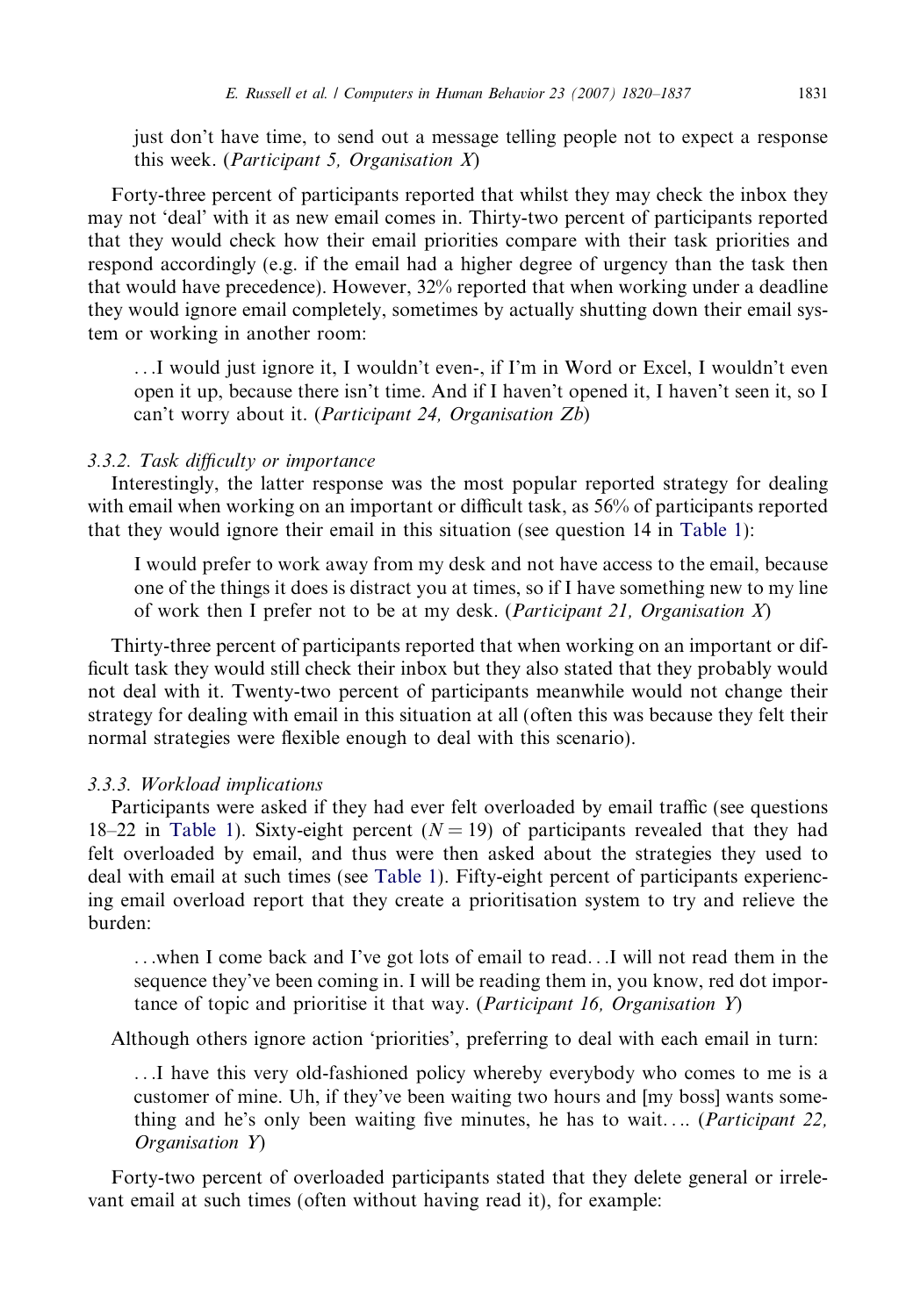just don't have time, to send out a message telling people not to expect a response this week. (*Participant 5, Organisation X*)

Forty-three percent of participants reported that whilst they may check the inbox they may not 'deal' with it as new email comes in. Thirty-two percent of participants reported that they would check how their email priorities compare with their task priorities and respond accordingly (e.g. if the email had a higher degree of urgency than the task then that would have precedence). However, 32% reported that when working under a deadline they would ignore email completely, sometimes by actually shutting down their email system or working in another room:

> ...I would just ignore it, I wouldn't even-, if I'm in Word or Excel, I wouldn't even open it up, because there isn't time. And if I haven't opened it, I haven't seen it, so I can't worry about it. (*Participant 24, Organisation Zb*)

### 3.3.2. Task difficulty or importance

Interestingly, the latter response was the most popular reported strategy for dealing with email when working on an important or difficult task, as 56% of participants reported that they would ignore their email in this situation (see question 14 in Table 1):

> I would prefer to work away from my desk and not have access to the email, because one of the things it does is distract you at times, so if I have something new to my line of work then I prefer not to be at my desk. (*Participant 21, Organisation X*)

Thirty-three percent of participants reported that when working on an important or difficult task they would still check their inbox but they also stated that they probably would not deal with it. Twenty-two percent of participants meanwhile would not change their strategy for dealing with email in this situation at all (often this was because they felt their normal strategies were flexible enough to deal with this scenario).

### 3.3.3. Workload implications

Participants were asked if they had ever felt overloaded by email traffic (see questions 18–22 in Table 1). Sixty-eight percent ($N = 19$) of participants revealed that they had felt overloaded by email, and thus were then asked about the strategies they used to deal with email at such times (see Table 1). Fifty-eight percent of participants experiencing email overload report that they create a prioritisation system to try and relieve the burden:

> ...when I come back and I've got lots of email to read...I will not read them in the sequence they've been coming in. I will be reading them in, you know, red dot importance of topic and prioritise it that way. (*Participant 16, Organisation Y*)

Although others ignore action 'priorities', preferring to deal with each email in turn:

> ...I have this very old-fashioned policy whereby everybody who comes to me is a customer of mine. Uh, if they've been waiting two hours and [my boss] wants something and he's only been waiting five minutes, he has to wait.... (*Participant 22, Organisation Y*)

Forty-two percent of overloaded participants stated that they delete general or irrelevant email at such times (often without having read it), for example: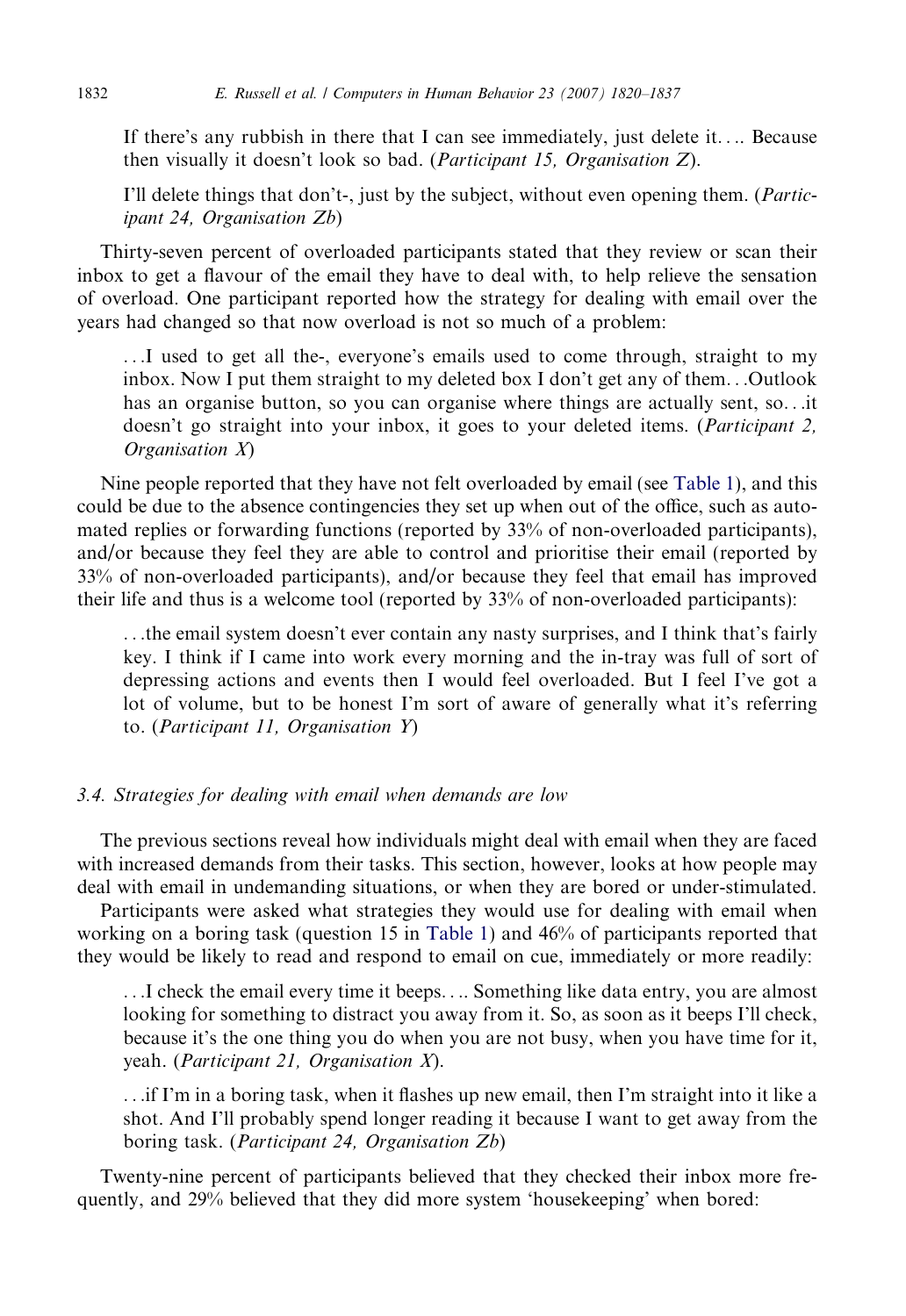> If there's any rubbish in there that I can see immediately, just delete it.... Because then visually it doesn't look so bad. (*Participant 15, Organisation Z*).

> I'll delete things that don't-, just by the subject, without even opening them. (*Participant 24, Organisation Zb*)

Thirty-seven percent of overloaded participants stated that they review or scan their inbox to get a flavour of the email they have to deal with, to help relieve the sensation of overload. One participant reported how the strategy for dealing with email over the years had changed so that now overload is not so much of a problem:

> ...I used to get all the-, everyone's emails used to come through, straight to my inbox. Now I put them straight to my deleted box I don't get any of them...Outlook has an organise button, so you can organise where things are actually sent, so...it doesn't go straight into your inbox, it goes to your deleted items. (*Participant 2, Organisation X*)

Nine people reported that they have not felt overloaded by email (see Table 1), and this could be due to the absence contingencies they set up when out of the office, such as automated replies or forwarding functions (reported by 33% of non-overloaded participants), and/or because they feel they are able to control and prioritise their email (reported by 33% of non-overloaded participants), and/or because they feel that email has improved their life and thus is a welcome tool (reported by 33% of non-overloaded participants):

> ...the email system doesn't ever contain any nasty surprises, and I think that's fairly key. I think if I came into work every morning and the in-tray was full of sort of depressing actions and events then I would feel overloaded. But I feel I've got a lot of volume, but to be honest I'm sort of aware of generally what it's referring to. (*Participant 11, Organisation Y*)

### 3.4. Strategies for dealing with email when demands are low

The previous sections reveal how individuals might deal with email when they are faced with increased demands from their tasks. This section, however, looks at how people may deal with email in undemanding situations, or when they are bored or under-stimulated.

Participants were asked what strategies they would use for dealing with email when working on a boring task (question 15 in Table 1) and 46% of participants reported that they would be likely to read and respond to email on cue, immediately or more readily:

> ...I check the email every time it beeps.... Something like data entry, you are almost looking for something to distract you away from it. So, as soon as it beeps I'll check, because it's the one thing you do when you are not busy, when you have time for it, yeah. (*Participant 21, Organisation X*).

> ...if I'm in a boring task, when it flashes up new email, then I'm straight into it like a shot. And I'll probably spend longer reading it because I want to get away from the boring task. (*Participant 24, Organisation Zb*)

Twenty-nine percent of participants believed that they checked their inbox more frequently, and 29% believed that they did more system 'housekeeping' when bored: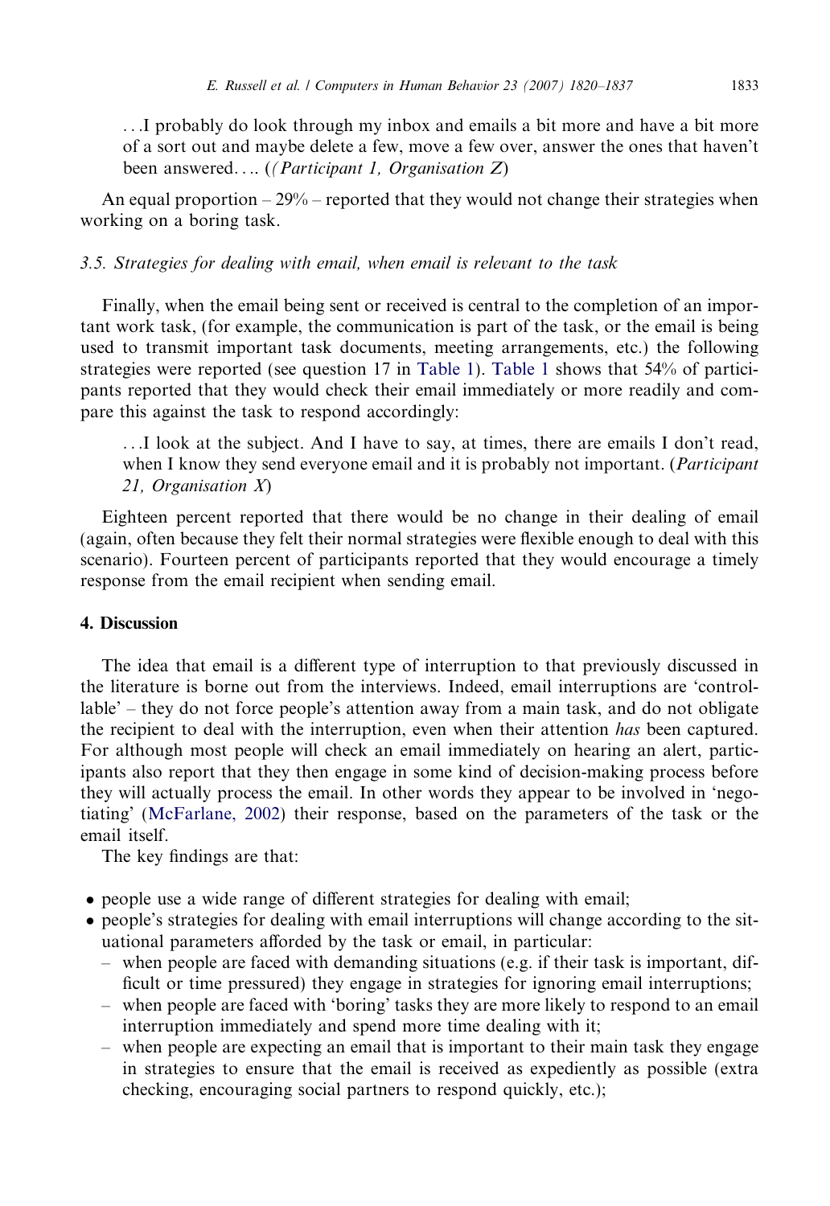...I probably do look through my inbox and emails a bit more and have a bit more of a sort out and maybe delete a few, move a few over, answer the ones that haven't been answered.... (*(Participant 1, Organisation Z*)

An equal proportion – 29% – reported that they would not change their strategies when working on a boring task.

### *3.5. Strategies for dealing with email, when email is relevant to the task*

Finally, when the email being sent or received is central to the completion of an important work task, (for example, the communication is part of the task, or the email is being used to transmit important task documents, meeting arrangements, etc.) the following strategies were reported (see question 17 in Table 1). Table 1 shows that 54% of participants reported that they would check their email immediately or more readily and compare this against the task to respond accordingly:

...I look at the subject. And I have to say, at times, there are emails I don't read, when I know they send everyone email and it is probably not important. (*Participant 21, Organisation X*)

Eighteen percent reported that there would be no change in their dealing of email (again, often because they felt their normal strategies were flexible enough to deal with this scenario). Fourteen percent of participants reported that they would encourage a timely response from the email recipient when sending email.

## 4. Discussion

The idea that email is a different type of interruption to that previously discussed in the literature is borne out from the interviews. Indeed, email interruptions are 'controllable' – they do not force people's attention away from a main task, and do not obligate the recipient to deal with the interruption, even when their attention *has* been captured. For although most people will check an email immediately on hearing an alert, participants also report that they then engage in some kind of decision-making process before they will actually process the email. In other words they appear to be involved in 'negotiating' (McFarlane, 2002) their response, based on the parameters of the task or the email itself.

The key findings are that:

- people use a wide range of different strategies for dealing with email;
- people's strategies for dealing with email interruptions will change according to the situational parameters afforded by the task or email, in particular:
  - when people are faced with demanding situations (e.g. if their task is important, difficult or time pressured) they engage in strategies for ignoring email interruptions;
  - when people are faced with 'boring' tasks they are more likely to respond to an email interruption immediately and spend more time dealing with it;
  - when people are expecting an email that is important to their main task they engage in strategies to ensure that the email is received as expediently as possible (extra checking, encouraging social partners to respond quickly, etc.);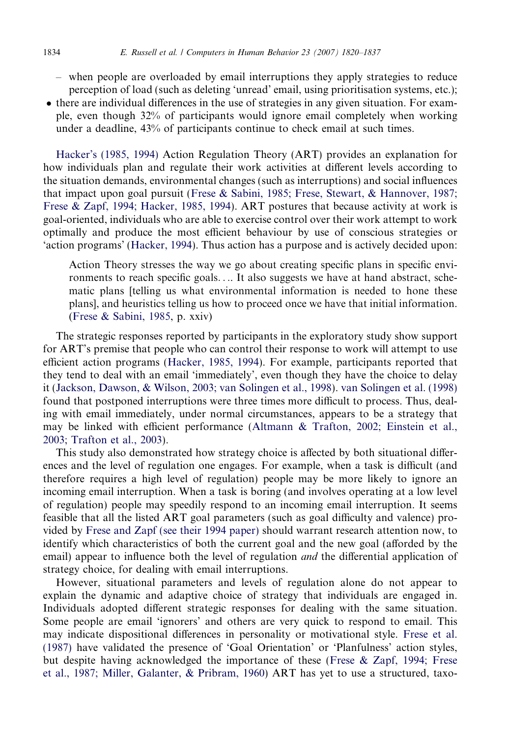- when people are overloaded by email interruptions they apply strategies to reduce perception of load (such as deleting 'unread' email, using prioritisation systems, etc.);
- there are individual differences in the use of strategies in any given situation. For example, even though 32% of participants would ignore email completely when working under a deadline, 43% of participants continue to check email at such times.

Hacker's (1985, 1994) Action Regulation Theory (ART) provides an explanation for how individuals plan and regulate their work activities at different levels according to the situation demands, environmental changes (such as interruptions) and social influences that impact upon goal pursuit (Frese & Sabini, 1985; Frese, Stewart, & Hannover, 1987; Frese & Zapf, 1994; Hacker, 1985, 1994). ART postures that because activity at work is goal-oriented, individuals who are able to exercise control over their work attempt to work optimally and produce the most efficient behaviour by use of conscious strategies or 'action programs' (Hacker, 1994). Thus action has a purpose and is actively decided upon:

> Action Theory stresses the way we go about creating specific plans in specific environments to reach specific goals.... It also suggests we have at hand abstract, schematic plans [telling us what environmental information is needed to hone these plans], and heuristics telling us how to proceed once we have that initial information. (Frese & Sabini, 1985, p. xxiv)

The strategic responses reported by participants in the exploratory study show support for ART's premise that people who can control their response to work will attempt to use efficient action programs (Hacker, 1985, 1994). For example, participants reported that they tend to deal with an email 'immediately', even though they have the choice to delay it (Jackson, Dawson, & Wilson, 2003; van Solingen et al., 1998). van Solingen et al. (1998) found that postponed interruptions were three times more difficult to process. Thus, dealing with email immediately, under normal circumstances, appears to be a strategy that may be linked with efficient performance (Altmann & Trafton, 2002; Einstein et al., 2003; Trafton et al., 2003).

This study also demonstrated how strategy choice is affected by both situational differences and the level of regulation one engages. For example, when a task is difficult (and therefore requires a high level of regulation) people may be more likely to ignore an incoming email interruption. When a task is boring (and involves operating at a low level of regulation) people may speedily respond to an incoming email interruption. It seems feasible that all the listed ART goal parameters (such as goal difficulty and valence) provided by Frese and Zapf (see their 1994 paper) should warrant research attention now, to identify which characteristics of both the current goal and the new goal (afforded by the email) appear to influence both the level of regulation *and* the differential application of strategy choice, for dealing with email interruptions.

However, situational parameters and levels of regulation alone do not appear to explain the dynamic and adaptive choice of strategy that individuals are engaged in. Individuals adopted different strategic responses for dealing with the same situation. Some people are email 'ignorers' and others are very quick to respond to email. This may indicate dispositional differences in personality or motivational style. Frese et al. (1987) have validated the presence of 'Goal Orientation' or 'Planfulness' action styles, but despite having acknowledged the importance of these (Frese & Zapf, 1994; Frese et al., 1987; Miller, Galanter, & Pribram, 1960) ART has yet to use a structured, taxo-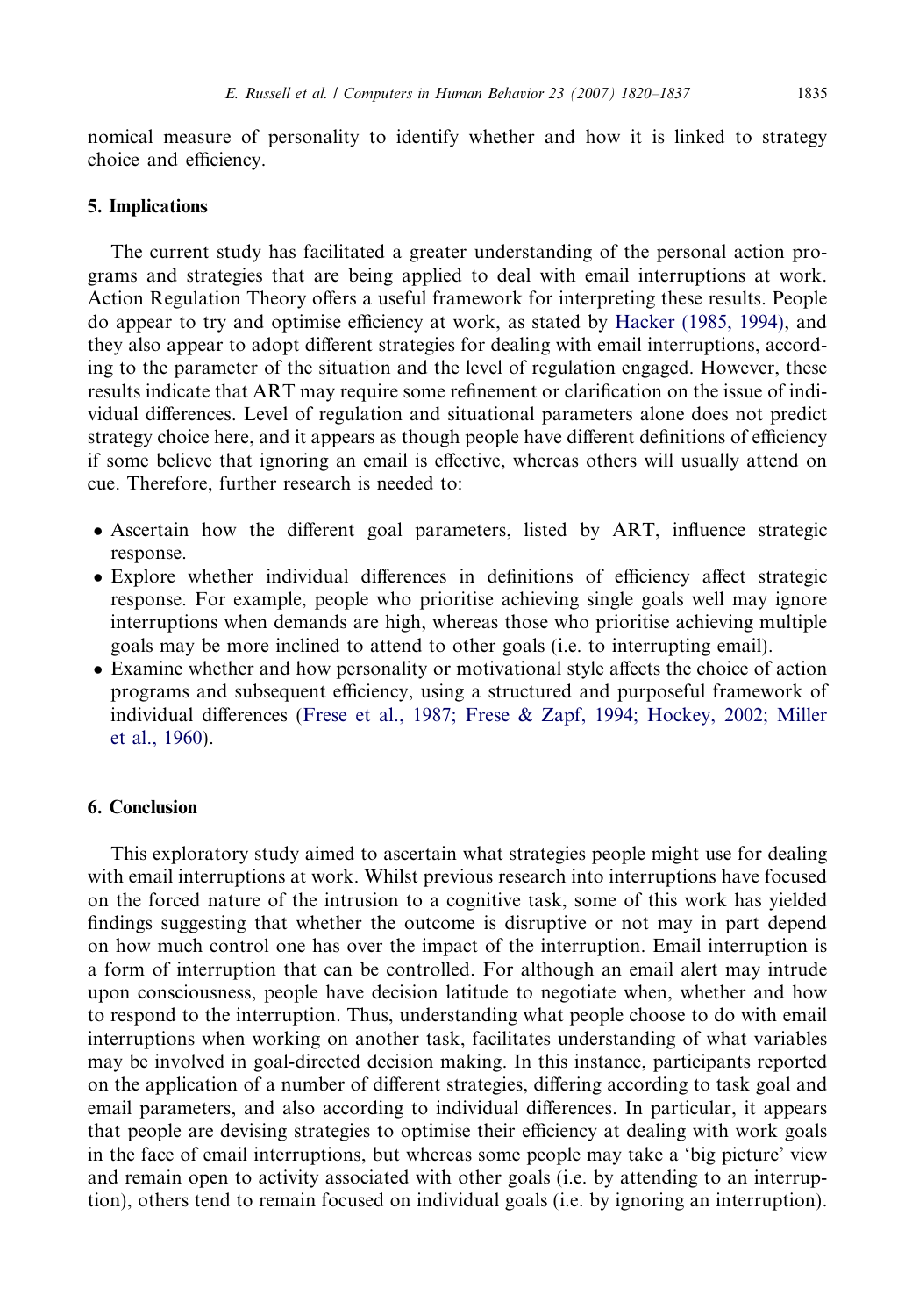nomical measure of personality to identify whether and how it is linked to strategy choice and efficiency.

## 5. Implications

The current study has facilitated a greater understanding of the personal action programs and strategies that are being applied to deal with email interruptions at work. Action Regulation Theory offers a useful framework for interpreting these results. People do appear to try and optimise efficiency at work, as stated by Hacker (1985, 1994), and they also appear to adopt different strategies for dealing with email interruptions, according to the parameter of the situation and the level of regulation engaged. However, these results indicate that ART may require some refinement or clarification on the issue of individual differences. Level of regulation and situational parameters alone does not predict strategy choice here, and it appears as though people have different definitions of efficiency if some believe that ignoring an email is effective, whereas others will usually attend on cue. Therefore, further research is needed to:

- Ascertain how the different goal parameters, listed by ART, influence strategic response.
- Explore whether individual differences in definitions of efficiency affect strategic response. For example, people who prioritise achieving single goals well may ignore interruptions when demands are high, whereas those who prioritise achieving multiple goals may be more inclined to attend to other goals (i.e. to interrupting email).
- Examine whether and how personality or motivational style affects the choice of action programs and subsequent efficiency, using a structured and purposeful framework of individual differences (Frese et al., 1987; Frese & Zapf, 1994; Hockey, 2002; Miller et al., 1960).

## 6. Conclusion

This exploratory study aimed to ascertain what strategies people might use for dealing with email interruptions at work. Whilst previous research into interruptions have focused on the forced nature of the intrusion to a cognitive task, some of this work has yielded findings suggesting that whether the outcome is disruptive or not may in part depend on how much control one has over the impact of the interruption. Email interruption is a form of interruption that can be controlled. For although an email alert may intrude upon consciousness, people have decision latitude to negotiate when, whether and how to respond to the interruption. Thus, understanding what people choose to do with email interruptions when working on another task, facilitates understanding of what variables may be involved in goal-directed decision making. In this instance, participants reported on the application of a number of different strategies, differing according to task goal and email parameters, and also according to individual differences. In particular, it appears that people are devising strategies to optimise their efficiency at dealing with work goals in the face of email interruptions, but whereas some people may take a 'big picture' view and remain open to activity associated with other goals (i.e. by attending to an interruption), others tend to remain focused on individual goals (i.e. by ignoring an interruption).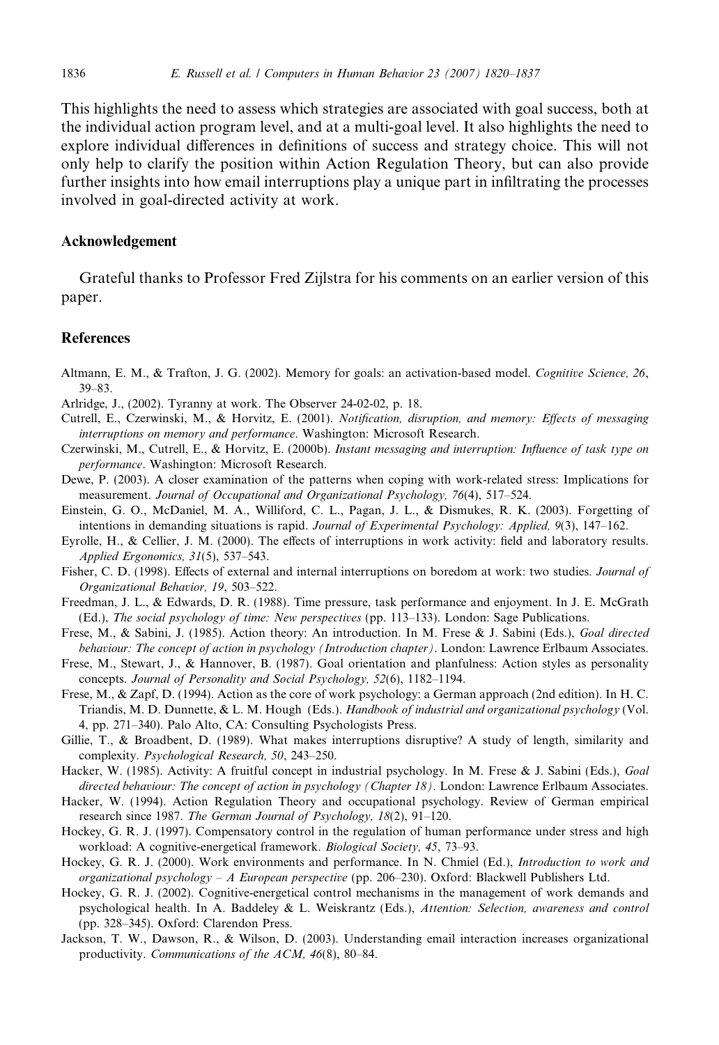This highlights the need to assess which strategies are associated with goal success, both at the individual action program level, and at a multi-goal level. It also highlights the need to explore individual differences in definitions of success and strategy choice. This will not only help to clarify the position within Action Regulation Theory, but can also provide further insights into how email interruptions play a unique part in infiltrating the processes involved in goal-directed activity at work.

## Acknowledgement

Grateful thanks to Professor Fred Zijlstra for his comments on an earlier version of this paper.

## References

Altmann, E. M., & Trafton, J. G. (2002). Memory for goals: an activation-based model. *Cognitive Science, 26*, 39–83.

Arlridge, J., (2002). Tyranny at work. The Observer 24-02-02, p. 18.

Cutrell, E., Czerwinski, M., & Horvitz, E. (2001). *Notification, disruption, and memory: Effects of messaging interruptions on memory and performance*. Washington: Microsoft Research.

Czerwinski, M., Cutrell, E., & Horvitz, E. (2000b). *Instant messaging and interruption: Influence of task type on performance*. Washington: Microsoft Research.

Dewe, P. (2003). A closer examination of the patterns when coping with work-related stress: Implications for measurement. *Journal of Occupational and Organizational Psychology, 76*(4), 517–524.

Einstein, G. O., McDaniel, M. A., Williford, C. L., Pagan, J. L., & Dismukes, R. K. (2003). Forgetting of intentions in demanding situations is rapid. *Journal of Experimental Psychology: Applied, 9*(3), 147–162.

Eyrolle, H., & Cellier, J. M. (2000). The effects of interruptions in work activity: field and laboratory results. *Applied Ergonomics, 31*(5), 537–543.

Fisher, C. D. (1998). Effects of external and internal interruptions on boredom at work: two studies. *Journal of Organizational Behavior, 19*, 503–522.

Freedman, J. L., & Edwards, D. R. (1988). Time pressure, task performance and enjoyment. In J. E. McGrath (Ed.), *The social psychology of time: New perspectives* (pp. 113–133). London: Sage Publications.

Frese, M., & Sabini, J. (1985). Action theory: An introduction. In M. Frese & J. Sabini (Eds.), *Goal directed behaviour: The concept of action in psychology (Introduction chapter)*. London: Lawrence Erlbaum Associates.

Frese, M., Stewart, J., & Hannover, B. (1987). Goal orientation and planfulness: Action styles as personality concepts. *Journal of Personality and Social Psychology, 52*(6), 1182–1194.

Frese, M., & Zapf, D. (1994). Action as the core of work psychology: a German approach (2nd edition). In H. C. Triandis, M. D. Dunnette, & L. M. Hough (Eds.). *Handbook of industrial and organizational psychology* (Vol. 4, pp. 271–340). Palo Alto, CA: Consulting Psychologists Press.

Gillie, T., & Broadbent, D. (1989). What makes interruptions disruptive? A study of length, similarity and complexity. *Psychological Research, 50*, 243–250.

Hacker, W. (1985). Activity: A fruitful concept in industrial psychology. In M. Frese & J. Sabini (Eds.), *Goal directed behaviour: The concept of action in psychology (Chapter 18)*. London: Lawrence Erlbaum Associates.

Hacker, W. (1994). Action Regulation Theory and occupational psychology. Review of German empirical research since 1987. *The German Journal of Psychology, 18*(2), 91–120.

Hockey, G. R. J. (1997). Compensatory control in the regulation of human performance under stress and high workload: A cognitive-energetical framework. *Biological Society, 45*, 73–93.

Hockey, G. R. J. (2000). Work environments and performance. In N. Chmiel (Ed.), *Introduction to work and organizational psychology – A European perspective* (pp. 206–230). Oxford: Blackwell Publishers Ltd.

Hockey, G. R. J. (2002). Cognitive-energetical control mechanisms in the management of work demands and psychological health. In A. Baddeley & L. Weiskrantz (Eds.), *Attention: Selection, awareness and control* (pp. 328–345). Oxford: Clarendon Press.

Jackson, T. W., Dawson, R., & Wilson, D. (2003). Understanding email interaction increases organizational productivity. *Communications of the ACM, 46*(8), 80–84.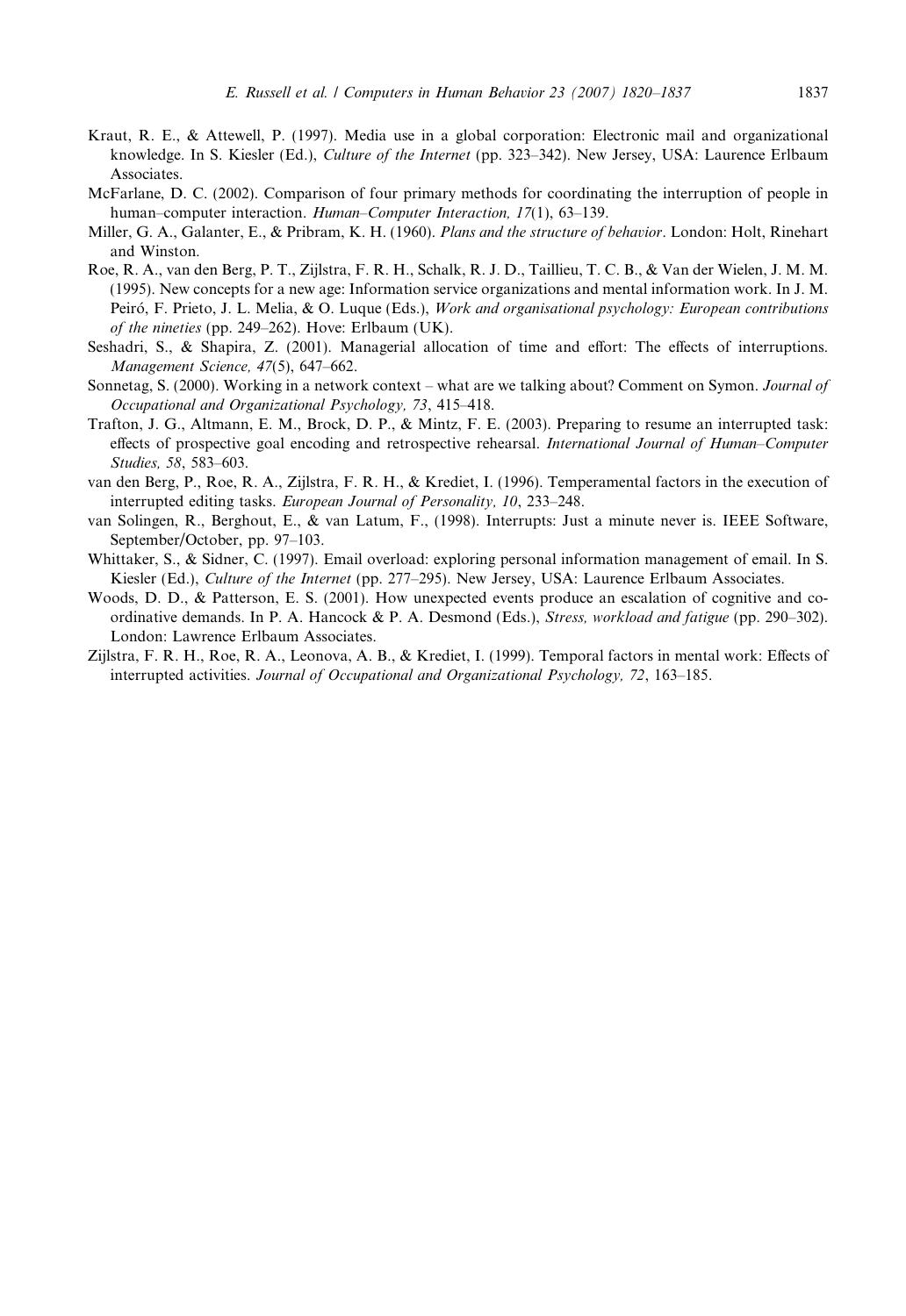Kraut, R. E., & Attewell, P. (1997). Media use in a global corporation: Electronic mail and organizational knowledge. In S. Kiesler (Ed.), *Culture of the Internet* (pp. 323–342). New Jersey, USA: Laurence Erlbaum Associates.

McFarlane, D. C. (2002). Comparison of four primary methods for coordinating the interruption of people in human–computer interaction. *Human–Computer Interaction, 17*(1), 63–139.

Miller, G. A., Galanter, E., & Pribram, K. H. (1960). *Plans and the structure of behavior*. London: Holt, Rinehart and Winston.

Roe, R. A., van den Berg, P. T., Zijlstra, F. R. H., Schalk, R. J. D., Taillieu, T. C. B., & Van der Wielen, J. M. M. (1995). New concepts for a new age: Information service organizations and mental information work. In J. M. Peiró, F. Prieto, J. L. Melia, & O. Luque (Eds.), *Work and organisational psychology: European contributions of the nineties* (pp. 249–262). Hove: Erlbaum (UK).

Seshadri, S., & Shapira, Z. (2001). Managerial allocation of time and effort: The effects of interruptions. *Management Science, 47*(5), 647–662.

Sonnetag, S. (2000). Working in a network context – what are we talking about? Comment on Symon. *Journal of Occupational and Organizational Psychology, 73*, 415–418.

Trafton, J. G., Altmann, E. M., Brock, D. P., & Mintz, F. E. (2003). Preparing to resume an interrupted task: effects of prospective goal encoding and retrospective rehearsal. *International Journal of Human–Computer Studies, 58*, 583–603.

van den Berg, P., Roe, R. A., Zijlstra, F. R. H., & Krediet, I. (1996). Temperamental factors in the execution of interrupted editing tasks. *European Journal of Personality, 10*, 233–248.

van Solingen, R., Berghout, E., & van Latum, F., (1998). Interrupts: Just a minute never is. IEEE Software, September/October, pp. 97–103.

Whittaker, S., & Sidner, C. (1997). Email overload: exploring personal information management of email. In S. Kiesler (Ed.), *Culture of the Internet* (pp. 277–295). New Jersey, USA: Laurence Erlbaum Associates.

Woods, D. D., & Patterson, E. S. (2001). How unexpected events produce an escalation of cognitive and co-ordinative demands. In P. A. Hancock & P. A. Desmond (Eds.), *Stress, workload and fatigue* (pp. 290–302). London: Lawrence Erlbaum Associates.

Zijlstra, F. R. H., Roe, R. A., Leonova, A. B., & Krediet, I. (1999). Temporal factors in mental work: Effects of interrupted activities. *Journal of Occupational and Organizational Psychology, 72*, 163–185.